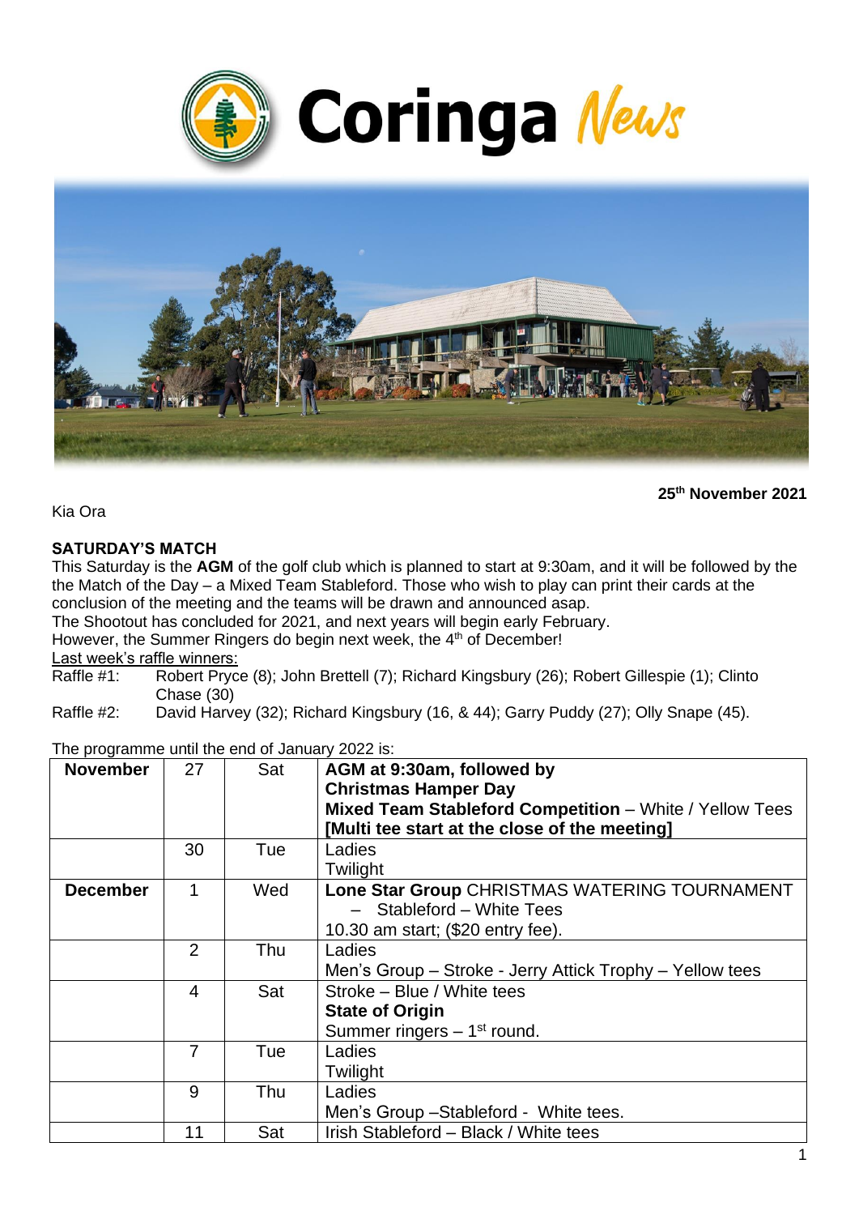# Coringa News

**25th November 2021**

Kia Ora

**SATURDAY'S MATCH**

This Saturday is the **AGM** of the golf club which is planned to start at 9:30am, and it will be followed by the the Match of the Day – a Mixed Team Stableford. Those who wish to play can print their cards at the conclusion of the meeting and the teams will be drawn and announced asap.

The Shootout has concluded for 2021, and next years will begin early February.

However, the Summer Ringers do begin next week, the 4th of December!

Last week's raffle winners:

Raffle #1: Robert Pryce (8); John Brettell (7); Richard Kingsbury (26); Robert Gillespie (1); Clinto Chase (30)

Raffle #2: David Harvey (32); Richard Kingsbury (16, & 44); Garry Puddy (27); Olly Snape (45).

The programme until the end of January 2022 is:

| | | | |
|---|---|---|---|
| **November** | 27 | Sat | **AGM at 9:30am, followed by**<br>**Christmas Hamper Day**<br>**Mixed Team Stableford Competition** – White / Yellow Tees<br>**[Multi tee start at the close of the meeting]** |
| | 30 | Tue | Ladies<br>Twilight |
| **December** | 1 | Wed | **Lone Star Group** CHRISTMAS WATERING TOURNAMENT – Stableford – White Tees<br>10.30 am start; ($20 entry fee). |
| | 2 | Thu | Ladies<br>Men's Group – Stroke - Jerry Attick Trophy – Yellow tees |
| | 4 | Sat | Stroke – Blue / White tees<br>**State of Origin**<br>Summer ringers – 1st round. |
| | 7 | Tue | Ladies<br>Twilight |
| | 9 | Thu | Ladies<br>Men's Group –Stableford - White tees. |
| | 11 | Sat | Irish Stableford – Black / White tees |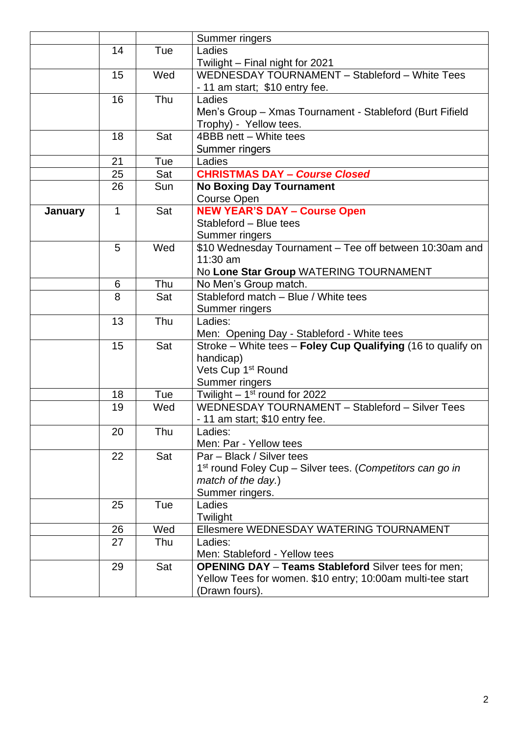| | | | |
|---|---|---|---|
| | | | Summer ringers |
| | 14 | Tue | Ladies<br>Twilight – Final night for 2021 |
| | 15 | Wed | WEDNESDAY TOURNAMENT – Stableford – White Tees - 11 am start; $10 entry fee. |
| | 16 | Thu | Ladies<br>Men's Group – Xmas Tournament - Stableford (Burt Fifield Trophy) - Yellow tees. |
| | 18 | Sat | 4BBB nett – White tees<br>Summer ringers |
| | 21 | Tue | Ladies |
| | 25 | Sat | **CHRISTMAS DAY – *Course Closed*** |
| | 26 | Sun | **No Boxing Day Tournament**<br>Course Open |
| **January** | 1 | Sat | **NEW YEAR'S DAY – Course Open**<br>Stableford – Blue tees<br>Summer ringers |
| | 5 | Wed | $10 Wednesday Tournament – Tee off between 10:30am and 11:30 am<br>No **Lone Star Group** WATERING TOURNAMENT |
| | 6 | Thu | No Men's Group match. |
| | 8 | Sat | Stableford match – Blue / White tees<br>Summer ringers |
| | 13 | Thu | Ladies:<br>Men: Opening Day - Stableford - White tees |
| | 15 | Sat | Stroke – White tees – **Foley Cup Qualifying** (16 to qualify on handicap)<br>Vets Cup 1st Round<br>Summer ringers |
| | 18 | Tue | Twilight – 1st round for 2022 |
| | 19 | Wed | WEDNESDAY TOURNAMENT – Stableford – Silver Tees - 11 am start; $10 entry fee. |
| | 20 | Thu | Ladies:<br>Men: Par - Yellow tees |
| | 22 | Sat | Par – Black / Silver tees<br>1st round Foley Cup – Silver tees. (*Competitors can go in match of the day.*)<br>Summer ringers. |
| | 25 | Tue | Ladies<br>Twilight |
| | 26 | Wed | Ellesmere WEDNESDAY WATERING TOURNAMENT |
| | 27 | Thu | Ladies:<br>Men: Stableford - Yellow tees |
| | 29 | Sat | **OPENING DAY** – **Teams Stableford** Silver tees for men; Yellow Tees for women. $10 entry; 10:00am multi-tee start (Drawn fours). |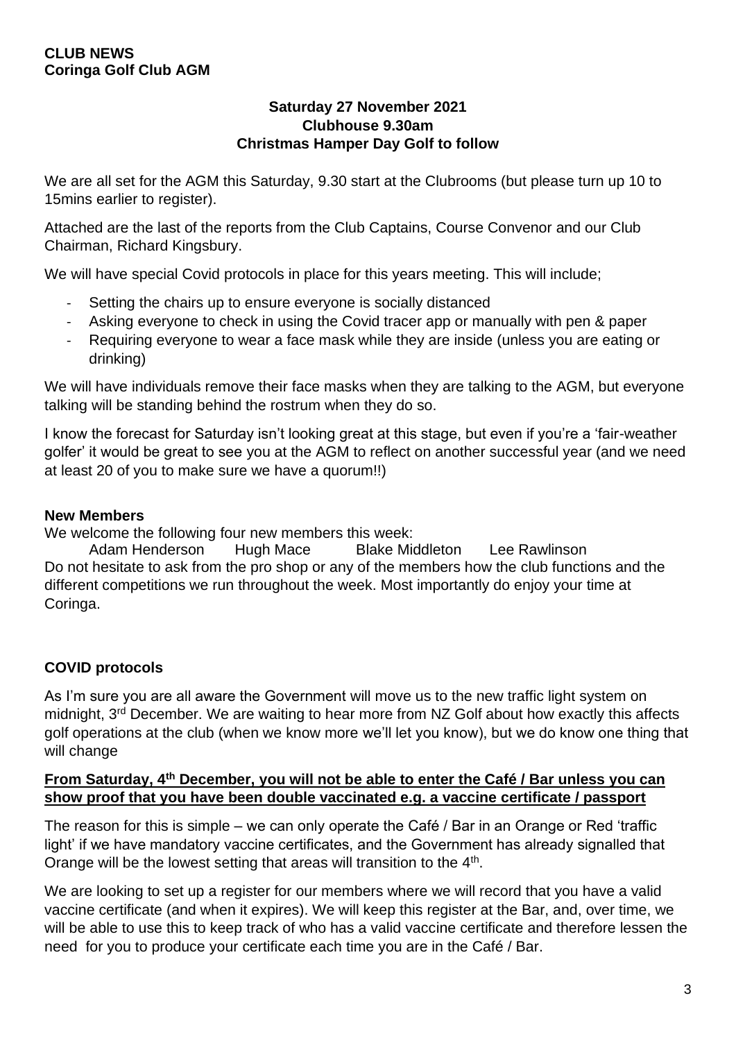**CLUB NEWS**
**Coringa Golf Club AGM**

**Saturday 27 November 2021**
**Clubhouse 9.30am**
**Christmas Hamper Day Golf to follow**

We are all set for the AGM this Saturday, 9.30 start at the Clubrooms (but please turn up 10 to 15mins earlier to register).

Attached are the last of the reports from the Club Captains, Course Convenor and our Club Chairman, Richard Kingsbury.

We will have special Covid protocols in place for this years meeting. This will include;

- Setting the chairs up to ensure everyone is socially distanced
- Asking everyone to check in using the Covid tracer app or manually with pen & paper
- Requiring everyone to wear a face mask while they are inside (unless you are eating or drinking)

We will have individuals remove their face masks when they are talking to the AGM, but everyone talking will be standing behind the rostrum when they do so.

I know the forecast for Saturday isn't looking great at this stage, but even if you're a 'fair-weather golfer' it would be great to see you at the AGM to reflect on another successful year (and we need at least 20 of you to make sure we have a quorum!!)

**New Members**

We welcome the following four new members this week:

Adam Henderson    Hugh Mace    Blake Middleton    Lee Rawlinson

Do not hesitate to ask from the pro shop or any of the members how the club functions and the different competitions we run throughout the week. Most importantly do enjoy your time at Coringa.

**COVID protocols**

As I'm sure you are all aware the Government will move us to the new traffic light system on midnight, 3rd December. We are waiting to hear more from NZ Golf about how exactly this affects golf operations at the club (when we know more we'll let you know), but we do know one thing that will change

**From Saturday, 4th December, you will not be able to enter the Café / Bar unless you can show proof that you have been double vaccinated e.g. a vaccine certificate / passport**

The reason for this is simple – we can only operate the Café / Bar in an Orange or Red 'traffic light' if we have mandatory vaccine certificates, and the Government has already signalled that Orange will be the lowest setting that areas will transition to the 4th.

We are looking to set up a register for our members where we will record that you have a valid vaccine certificate (and when it expires). We will keep this register at the Bar, and, over time, we will be able to use this to keep track of who has a valid vaccine certificate and therefore lessen the need for you to produce your certificate each time you are in the Café / Bar.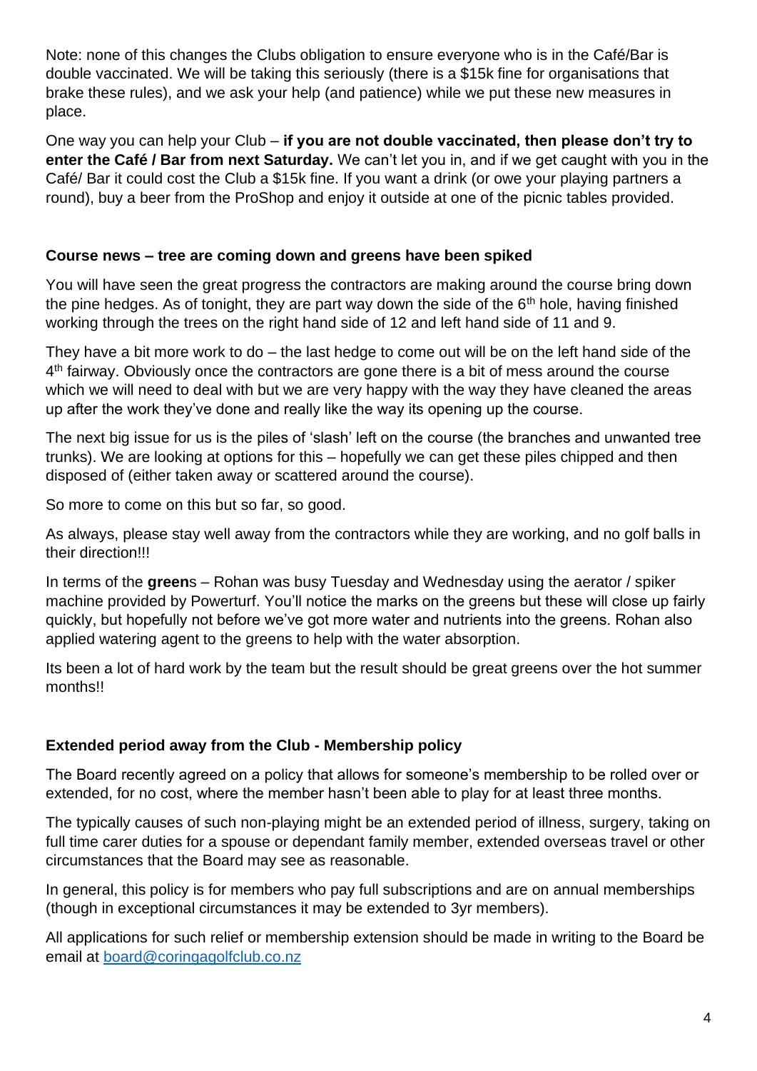Note: none of this changes the Clubs obligation to ensure everyone who is in the Café/Bar is double vaccinated. We will be taking this seriously (there is a $15k fine for organisations that brake these rules), and we ask your help (and patience) while we put these new measures in place.

One way you can help your Club – **if you are not double vaccinated, then please don't try to enter the Café / Bar from next Saturday.** We can't let you in, and if we get caught with you in the Café/ Bar it could cost the Club a $15k fine. If you want a drink (or owe your playing partners a round), buy a beer from the ProShop and enjoy it outside at one of the picnic tables provided.

**Course news – tree are coming down and greens have been spiked**

You will have seen the great progress the contractors are making around the course bring down the pine hedges. As of tonight, they are part way down the side of the 6th hole, having finished working through the trees on the right hand side of 12 and left hand side of 11 and 9.

They have a bit more work to do – the last hedge to come out will be on the left hand side of the 4th fairway. Obviously once the contractors are gone there is a bit of mess around the course which we will need to deal with but we are very happy with the way they have cleaned the areas up after the work they've done and really like the way its opening up the course.

The next big issue for us is the piles of 'slash' left on the course (the branches and unwanted tree trunks). We are looking at options for this – hopefully we can get these piles chipped and then disposed of (either taken away or scattered around the course).

So more to come on this but so far, so good.

As always, please stay well away from the contractors while they are working, and no golf balls in their direction!!!

In terms of the **green**s – Rohan was busy Tuesday and Wednesday using the aerator / spiker machine provided by Powerturf. You'll notice the marks on the greens but these will close up fairly quickly, but hopefully not before we've got more water and nutrients into the greens. Rohan also applied watering agent to the greens to help with the water absorption.

Its been a lot of hard work by the team but the result should be great greens over the hot summer months!!

**Extended period away from the Club - Membership policy**

The Board recently agreed on a policy that allows for someone's membership to be rolled over or extended, for no cost, where the member hasn't been able to play for at least three months.

The typically causes of such non-playing might be an extended period of illness, surgery, taking on full time carer duties for a spouse or dependant family member, extended overseas travel or other circumstances that the Board may see as reasonable.

In general, this policy is for members who pay full subscriptions and are on annual memberships (though in exceptional circumstances it may be extended to 3yr members).

All applications for such relief or membership extension should be made in writing to the Board be email at board@coringagolfclub.co.nz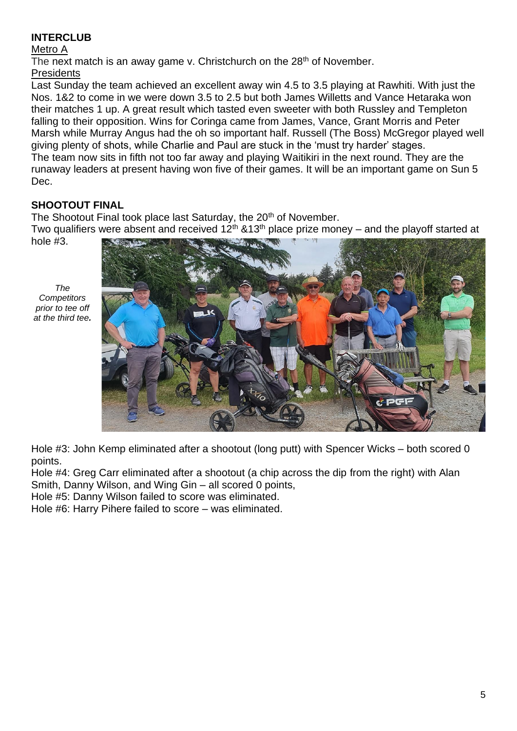**INTERCLUB**

Metro A

The next match is an away game v. Christchurch on the 28th of November.

Presidents

Last Sunday the team achieved an excellent away win 4.5 to 3.5 playing at Rawhiti. With just the Nos. 1&2 to come in we were down 3.5 to 2.5 but both James Willetts and Vance Hetaraka won their matches 1 up. A great result which tasted even sweeter with both Russley and Templeton falling to their opposition. Wins for Coringa came from James, Vance, Grant Morris and Peter Marsh while Murray Angus had the oh so important half. Russell (The Boss) McGregor played well giving plenty of shots, while Charlie and Paul are stuck in the 'must try harder' stages.

The team now sits in fifth not too far away and playing Waitikiri in the next round. They are the runaway leaders at present having won five of their games. It will be an important game on Sun 5 Dec.

**SHOOTOUT FINAL**

The Shootout Final took place last Saturday, the 20th of November.

Two qualifiers were absent and received 12th &13th place prize money – and the playoff started at hole #3.

*The Competitors prior to tee off at the third tee.*

Hole #3: John Kemp eliminated after a shootout (long putt) with Spencer Wicks – both scored 0 points.

Hole #4: Greg Carr eliminated after a shootout (a chip across the dip from the right) with Alan Smith, Danny Wilson, and Wing Gin – all scored 0 points,

Hole #5: Danny Wilson failed to score was eliminated.

Hole #6: Harry Pihere failed to score – was eliminated.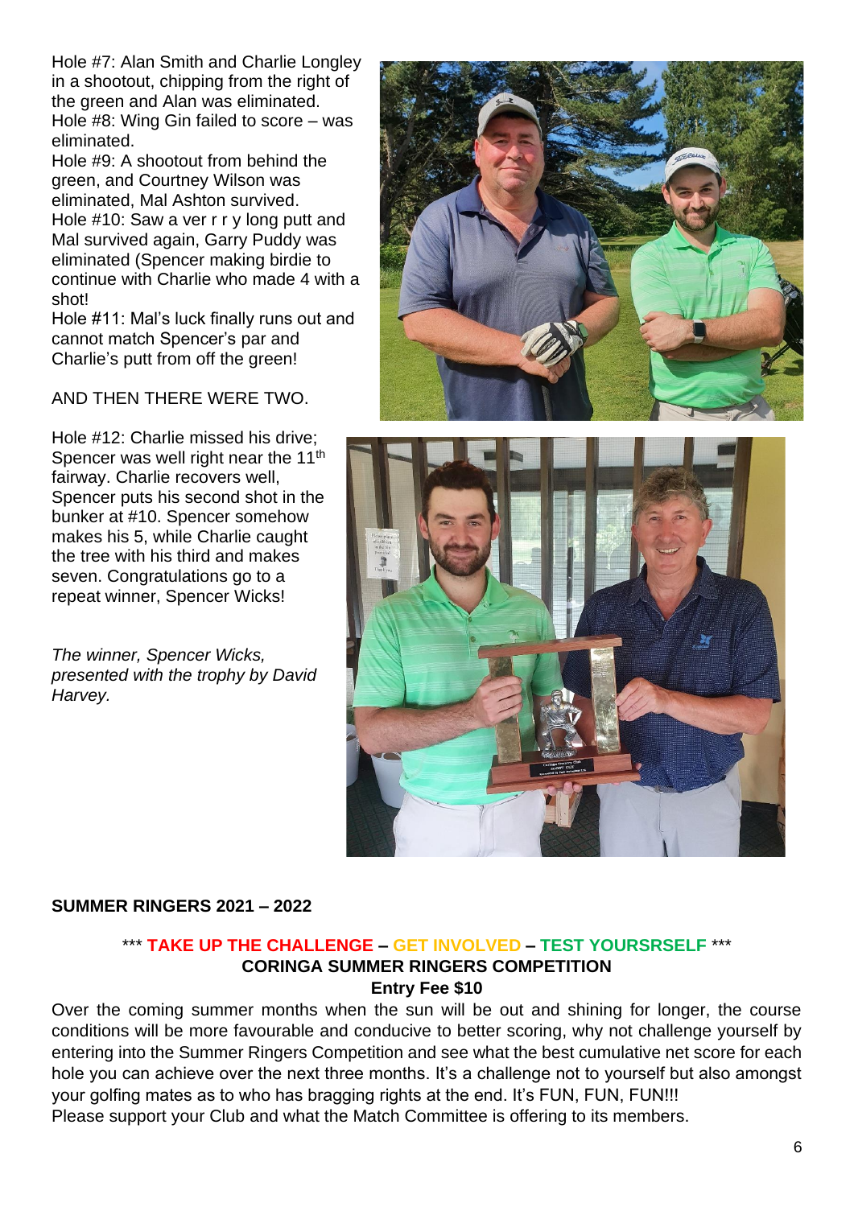Hole #7: Alan Smith and Charlie Longley in a shootout, chipping from the right of the green and Alan was eliminated.
Hole #8: Wing Gin failed to score – was eliminated.
Hole #9: A shootout from behind the green, and Courtney Wilson was eliminated, Mal Ashton survived.
Hole #10: Saw a ver r r y long putt and Mal survived again, Garry Puddy was eliminated (Spencer making birdie to continue with Charlie who made 4 with a shot!
Hole #11: Mal's luck finally runs out and cannot match Spencer's par and Charlie's putt from off the green!

AND THEN THERE WERE TWO.

Hole #12: Charlie missed his drive; Spencer was well right near the 11th fairway. Charlie recovers well, Spencer puts his second shot in the bunker at #10. Spencer somehow makes his 5, while Charlie caught the tree with his third and makes seven. Congratulations go to a repeat winner, Spencer Wicks!

*The winner, Spencer Wicks, presented with the trophy by David Harvey.*

**SUMMER RINGERS 2021 – 2022**

**\*\*\* TAKE UP THE CHALLENGE – GET INVOLVED – TEST YOURSRSELF \*\*\***

**CORINGA SUMMER RINGERS COMPETITION**

**Entry Fee $10**

Over the coming summer months when the sun will be out and shining for longer, the course conditions will be more favourable and conducive to better scoring, why not challenge yourself by entering into the Summer Ringers Competition and see what the best cumulative net score for each hole you can achieve over the next three months. It's a challenge not to yourself but also amongst your golfing mates as to who has bragging rights at the end. It's FUN, FUN, FUN!!!
Please support your Club and what the Match Committee is offering to its members.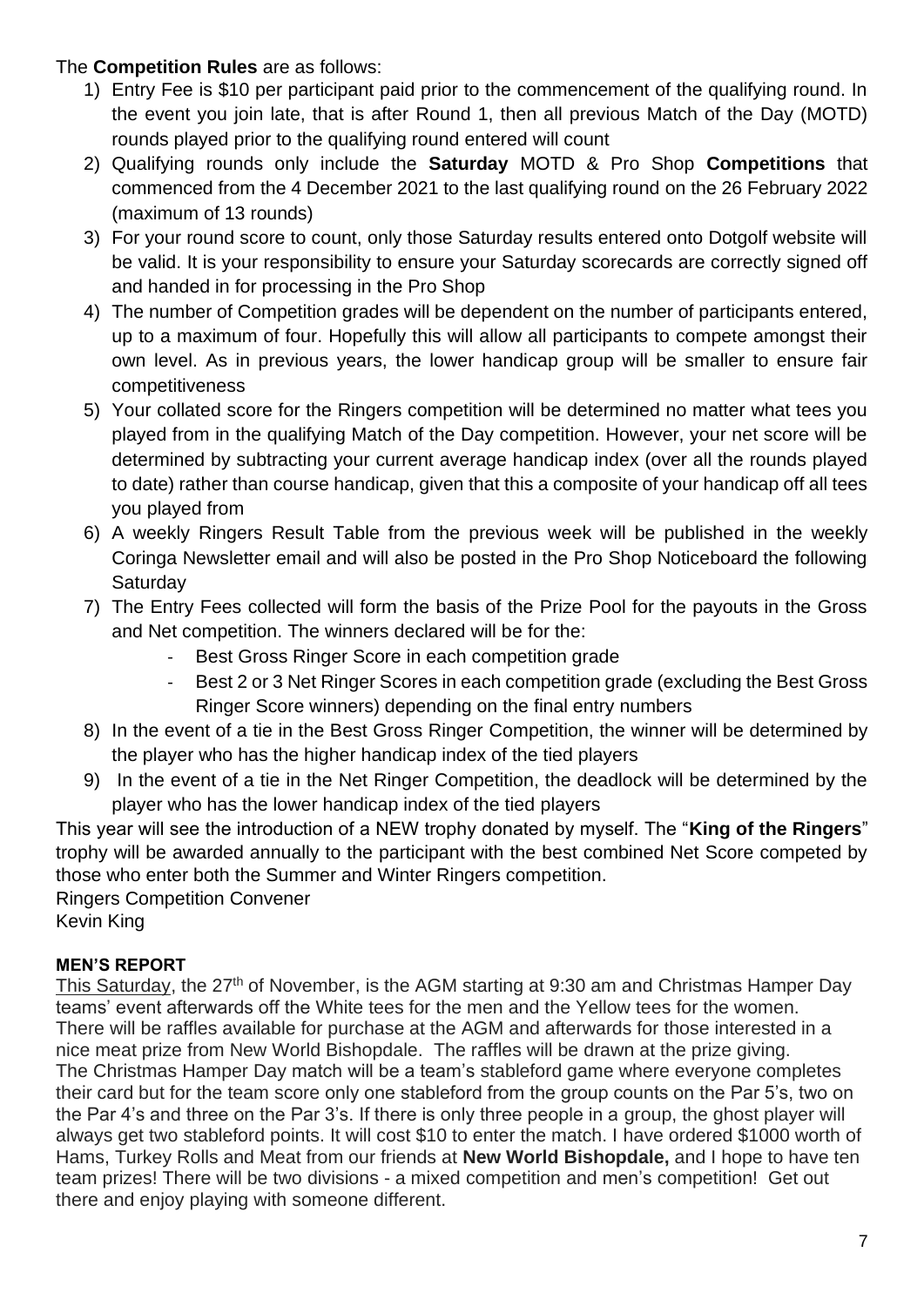The **Competition Rules** are as follows:

1) Entry Fee is $10 per participant paid prior to the commencement of the qualifying round. In the event you join late, that is after Round 1, then all previous Match of the Day (MOTD) rounds played prior to the qualifying round entered will count
2) Qualifying rounds only include the **Saturday** MOTD & Pro Shop **Competitions** that commenced from the 4 December 2021 to the last qualifying round on the 26 February 2022 (maximum of 13 rounds)
3) For your round score to count, only those Saturday results entered onto Dotgolf website will be valid. It is your responsibility to ensure your Saturday scorecards are correctly signed off and handed in for processing in the Pro Shop
4) The number of Competition grades will be dependent on the number of participants entered, up to a maximum of four. Hopefully this will allow all participants to compete amongst their own level. As in previous years, the lower handicap group will be smaller to ensure fair competitiveness
5) Your collated score for the Ringers competition will be determined no matter what tees you played from in the qualifying Match of the Day competition. However, your net score will be determined by subtracting your current average handicap index (over all the rounds played to date) rather than course handicap, given that this a composite of your handicap off all tees you played from
6) A weekly Ringers Result Table from the previous week will be published in the weekly Coringa Newsletter email and will also be posted in the Pro Shop Noticeboard the following Saturday
7) The Entry Fees collected will form the basis of the Prize Pool for the payouts in the Gross and Net competition. The winners declared will be for the:
    - Best Gross Ringer Score in each competition grade
    - Best 2 or 3 Net Ringer Scores in each competition grade (excluding the Best Gross Ringer Score winners) depending on the final entry numbers
8) In the event of a tie in the Best Gross Ringer Competition, the winner will be determined by the player who has the higher handicap index of the tied players
9) In the event of a tie in the Net Ringer Competition, the deadlock will be determined by the player who has the lower handicap index of the tied players

This year will see the introduction of a NEW trophy donated by myself. The "**King of the Ringers**" trophy will be awarded annually to the participant with the best combined Net Score competed by those who enter both the Summer and Winter Ringers competition.

Ringers Competition Convener
Kevin King

**MEN'S REPORT**

This Saturday, the 27th of November, is the AGM starting at 9:30 am and Christmas Hamper Day teams' event afterwards off the White tees for the men and the Yellow tees for the women. There will be raffles available for purchase at the AGM and afterwards for those interested in a nice meat prize from New World Bishopdale. The raffles will be drawn at the prize giving. The Christmas Hamper Day match will be a team's stableford game where everyone completes their card but for the team score only one stableford from the group counts on the Par 5's, two on the Par 4's and three on the Par 3's. If there is only three people in a group, the ghost player will always get two stableford points. It will cost $10 to enter the match. I have ordered $1000 worth of Hams, Turkey Rolls and Meat from our friends at **New World Bishopdale,** and I hope to have ten team prizes! There will be two divisions - a mixed competition and men's competition! Get out there and enjoy playing with someone different.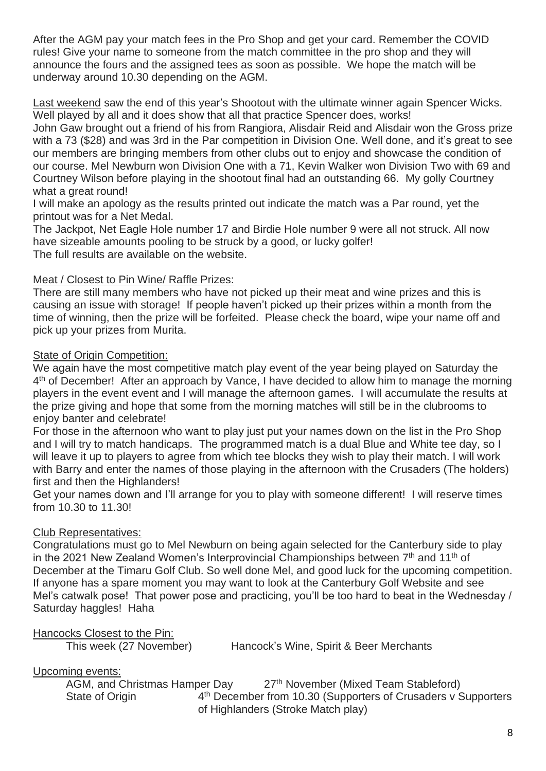After the AGM pay your match fees in the Pro Shop and get your card. Remember the COVID rules! Give your name to someone from the match committee in the pro shop and they will announce the fours and the assigned tees as soon as possible. We hope the match will be underway around 10.30 depending on the AGM.

Last weekend saw the end of this year's Shootout with the ultimate winner again Spencer Wicks. Well played by all and it does show that all that practice Spencer does, works!
John Gaw brought out a friend of his from Rangiora, Alisdair Reid and Alisdair won the Gross prize with a 73 ($28) and was 3rd in the Par competition in Division One. Well done, and it's great to see our members are bringing members from other clubs out to enjoy and showcase the condition of our course. Mel Newburn won Division One with a 71, Kevin Walker won Division Two with 69 and Courtney Wilson before playing in the shootout final had an outstanding 66. My golly Courtney what a great round!
I will make an apology as the results printed out indicate the match was a Par round, yet the printout was for a Net Medal.
The Jackpot, Net Eagle Hole number 17 and Birdie Hole number 9 were all not struck. All now have sizeable amounts pooling to be struck by a good, or lucky golfer!
The full results are available on the website.

## Meat / Closest to Pin Wine/ Raffle Prizes:

There are still many members who have not picked up their meat and wine prizes and this is causing an issue with storage! If people haven't picked up their prizes within a month from the time of winning, then the prize will be forfeited. Please check the board, wipe your name off and pick up your prizes from Murita.

## State of Origin Competition:

We again have the most competitive match play event of the year being played on Saturday the 4th of December! After an approach by Vance, I have decided to allow him to manage the morning players in the event event and I will manage the afternoon games. I will accumulate the results at the prize giving and hope that some from the morning matches will still be in the clubrooms to enjoy banter and celebrate!
For those in the afternoon who want to play just put your names down on the list in the Pro Shop and I will try to match handicaps. The programmed match is a dual Blue and White tee day, so I will leave it up to players to agree from which tee blocks they wish to play their match. I will work with Barry and enter the names of those playing in the afternoon with the Crusaders (The holders) first and then the Highlanders!
Get your names down and I'll arrange for you to play with someone different! I will reserve times from 10.30 to 11.30!

## Club Representatives:

Congratulations must go to Mel Newburn on being again selected for the Canterbury side to play in the 2021 New Zealand Women's Interprovincial Championships between 7th and 11th of December at the Timaru Golf Club. So well done Mel, and good luck for the upcoming competition. If anyone has a spare moment you may want to look at the Canterbury Golf Website and see Mel's catwalk pose! That power pose and practicing, you'll be too hard to beat in the Wednesday / Saturday haggles! Haha

## Hancocks Closest to the Pin:

This week (27 November) Hancock's Wine, Spirit & Beer Merchants

## Upcoming events:

| | |
|---|---|
| AGM, and Christmas Hamper Day | 27th November (Mixed Team Stableford) |
| State of Origin | 4th December from 10.30 (Supporters of Crusaders v Supporters of Highlanders (Stroke Match play) |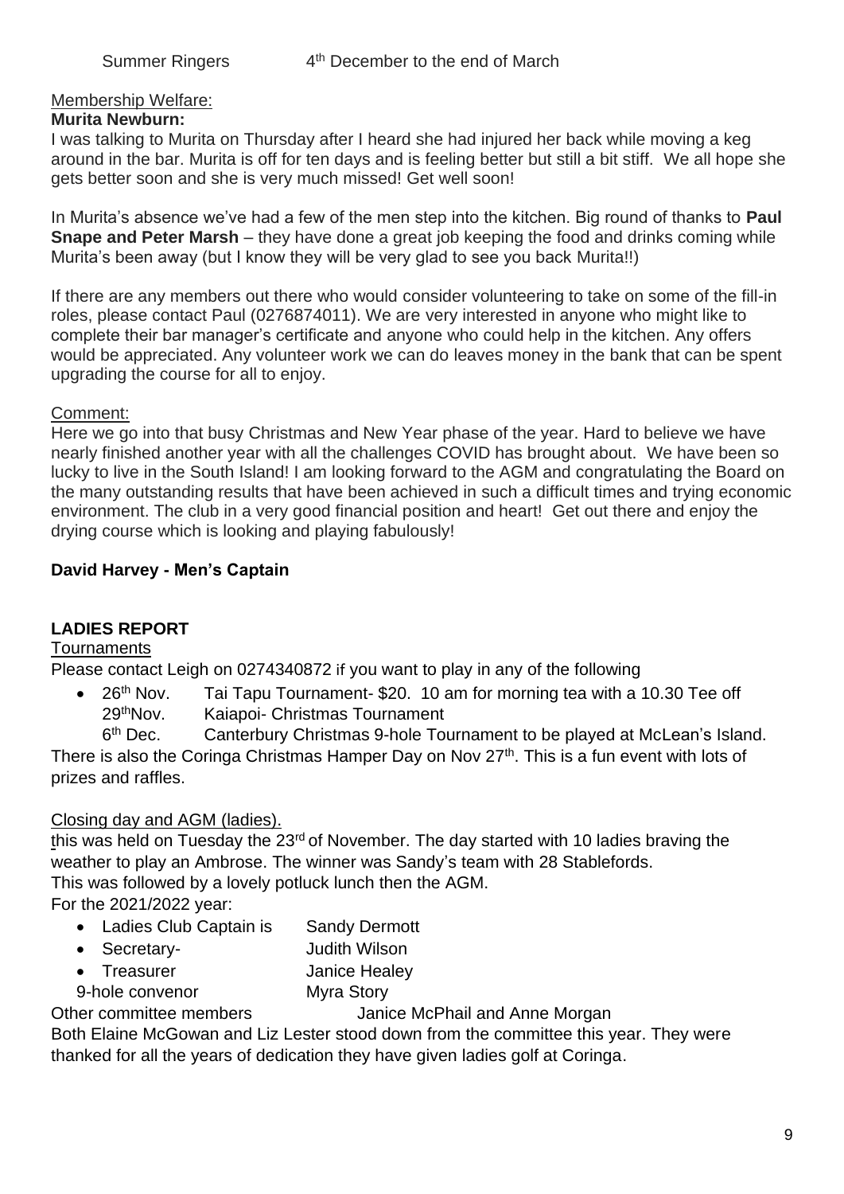Summer Ringers 4th December to the end of March

Membership Welfare:

**Murita Newburn:**

I was talking to Murita on Thursday after I heard she had injured her back while moving a keg around in the bar. Murita is off for ten days and is feeling better but still a bit stiff. We all hope she gets better soon and she is very much missed! Get well soon!

In Murita's absence we've had a few of the men step into the kitchen. Big round of thanks to **Paul Snape and Peter Marsh** – they have done a great job keeping the food and drinks coming while Murita's been away (but I know they will be very glad to see you back Murita!!)

If there are any members out there who would consider volunteering to take on some of the fill-in roles, please contact Paul (0276874011). We are very interested in anyone who might like to complete their bar manager's certificate and anyone who could help in the kitchen. Any offers would be appreciated. Any volunteer work we can do leaves money in the bank that can be spent upgrading the course for all to enjoy.

Comment:

Here we go into that busy Christmas and New Year phase of the year. Hard to believe we have nearly finished another year with all the challenges COVID has brought about. We have been so lucky to live in the South Island! I am looking forward to the AGM and congratulating the Board on the many outstanding results that have been achieved in such a difficult times and trying economic environment. The club in a very good financial position and heart! Get out there and enjoy the drying course which is looking and playing fabulously!

**David Harvey - Men's Captain**

## LADIES REPORT

Tournaments

Please contact Leigh on 0274340872 if you want to play in any of the following

- 26th Nov. Tai Tapu Tournament- $20. 10 am for morning tea with a 10.30 Tee off
  29th Nov. Kaiapoi- Christmas Tournament
  6th Dec. Canterbury Christmas 9-hole Tournament to be played at McLean's Island.

There is also the Coringa Christmas Hamper Day on Nov 27th. This is a fun event with lots of prizes and raffles.

Closing day and AGM (ladies).

this was held on Tuesday the 23rd of November. The day started with 10 ladies braving the weather to play an Ambrose. The winner was Sandy's team with 28 Stablefords.
This was followed by a lovely potluck lunch then the AGM.
For the 2021/2022 year:

- Ladies Club Captain is Sandy Dermott
- Secretary- Judith Wilson
- Treasurer Janice Healey
- 9-hole convenor Myra Story

Other committee members Janice McPhail and Anne Morgan

Both Elaine McGowan and Liz Lester stood down from the committee this year. They were thanked for all the years of dedication they have given ladies golf at Coringa.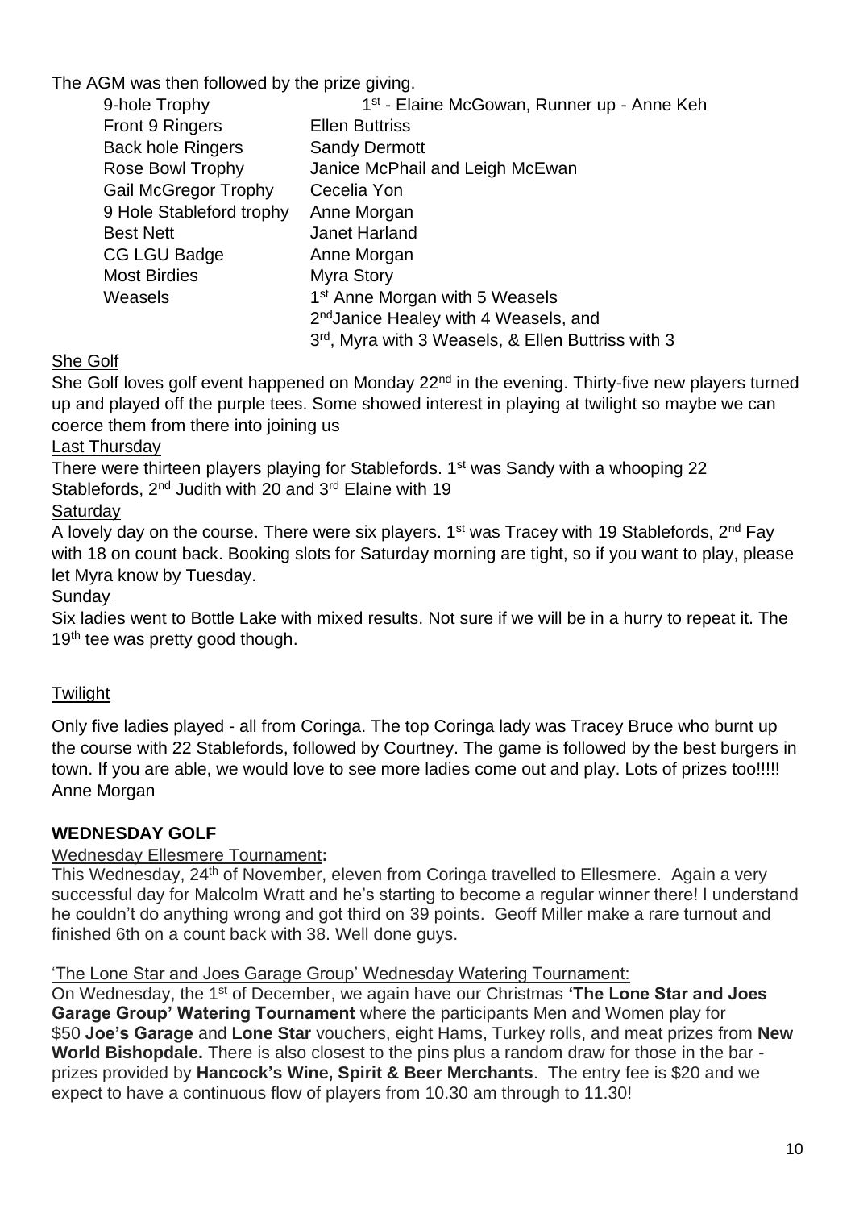The AGM was then followed by the prize giving.

| | |
|---|---|
| 9-hole Trophy | 1st - Elaine McGowan, Runner up - Anne Keh |
| Front 9 Ringers | Ellen Buttriss |
| Back hole Ringers | Sandy Dermott |
| Rose Bowl Trophy | Janice McPhail and Leigh McEwan |
| Gail McGregor Trophy | Cecelia Yon |
| 9 Hole Stableford trophy | Anne Morgan |
| Best Nett | Janet Harland |
| CG LGU Badge | Anne Morgan |
| Most Birdies | Myra Story |
| Weasels | 1st Anne Morgan with 5 Weasels<br>2nd Janice Healey with 4 Weasels, and<br>3rd, Myra with 3 Weasels, & Ellen Buttriss with 3 |

She Golf

She Golf loves golf event happened on Monday 22nd in the evening. Thirty-five new players turned up and played off the purple tees. Some showed interest in playing at twilight so maybe we can coerce them from there into joining us

Last Thursday

There were thirteen players playing for Stablefords. 1st was Sandy with a whooping 22 Stablefords, 2nd Judith with 20 and 3rd Elaine with 19

Saturday

A lovely day on the course. There were six players. 1st was Tracey with 19 Stablefords, 2nd Fay with 18 on count back. Booking slots for Saturday morning are tight, so if you want to play, please let Myra know by Tuesday.

Sunday

Six ladies went to Bottle Lake with mixed results. Not sure if we will be in a hurry to repeat it. The 19th tee was pretty good though.

Twilight

Only five ladies played - all from Coringa. The top Coringa lady was Tracey Bruce who burnt up the course with 22 Stablefords, followed by Courtney. The game is followed by the best burgers in town. If you are able, we would love to see more ladies come out and play. Lots of prizes too!!!!!
Anne Morgan

## WEDNESDAY GOLF

Wednesday Ellesmere Tournament**:**

This Wednesday, 24th of November, eleven from Coringa travelled to Ellesmere. Again a very successful day for Malcolm Wratt and he's starting to become a regular winner there! I understand he couldn't do anything wrong and got third on 39 points. Geoff Miller make a rare turnout and finished 6th on a count back with 38. Well done guys.

'The Lone Star and Joes Garage Group' Wednesday Watering Tournament:

On Wednesday, the 1st of December, we again have our Christmas **'The Lone Star and Joes Garage Group' Watering Tournament** where the participants Men and Women play for $50 **Joe's Garage** and **Lone Star** vouchers, eight Hams, Turkey rolls, and meat prizes from **New World Bishopdale.** There is also closest to the pins plus a random draw for those in the bar - prizes provided by **Hancock's Wine, Spirit & Beer Merchants**. The entry fee is $20 and we expect to have a continuous flow of players from 10.30 am through to 11.30!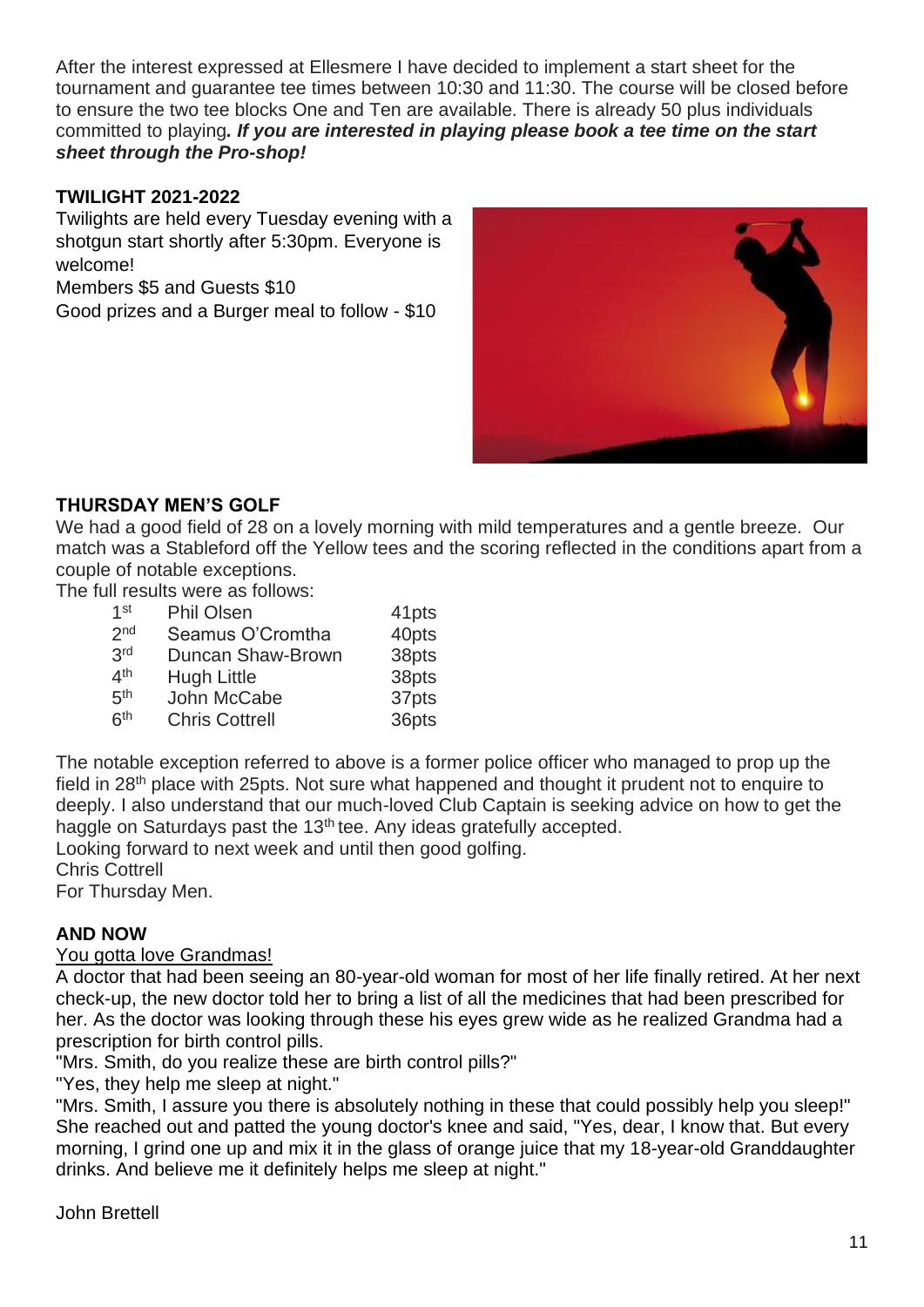After the interest expressed at Ellesmere I have decided to implement a start sheet for the tournament and guarantee tee times between 10:30 and 11:30. The course will be closed before to ensure the two tee blocks One and Ten are available. There is already 50 plus individuals committed to playing***. If you are interested in playing please book a tee time on the start sheet through the Pro-shop!***

**TWILIGHT 2021-2022**

Twilights are held every Tuesday evening with a shotgun start shortly after 5:30pm. Everyone is welcome!

Members $5 and Guests $10

Good prizes and a Burger meal to follow - $10

**THURSDAY MEN'S GOLF**

We had a good field of 28 on a lovely morning with mild temperatures and a gentle breeze. Our match was a Stableford off the Yellow tees and the scoring reflected in the conditions apart from a couple of notable exceptions.

The full results were as follows:

| | | |
|---|---|---|
| 1st | Phil Olsen | 41pts |
| 2nd | Seamus O'Cromtha | 40pts |
| 3rd | Duncan Shaw-Brown | 38pts |
| 4th | Hugh Little | 38pts |
| 5th | John McCabe | 37pts |
| 6th | Chris Cottrell | 36pts |

The notable exception referred to above is a former police officer who managed to prop up the field in 28th place with 25pts. Not sure what happened and thought it prudent not to enquire to deeply. I also understand that our much-loved Club Captain is seeking advice on how to get the haggle on Saturdays past the 13th tee. Any ideas gratefully accepted.

Looking forward to next week and until then good golfing.

Chris Cottrell

For Thursday Men.

**AND NOW**

You gotta love Grandmas!

A doctor that had been seeing an 80-year-old woman for most of her life finally retired. At her next check-up, the new doctor told her to bring a list of all the medicines that had been prescribed for her. As the doctor was looking through these his eyes grew wide as he realized Grandma had a prescription for birth control pills.

"Mrs. Smith, do you realize these are birth control pills?"

"Yes, they help me sleep at night."

"Mrs. Smith, I assure you there is absolutely nothing in these that could possibly help you sleep!" She reached out and patted the young doctor's knee and said, "Yes, dear, I know that. But every morning, I grind one up and mix it in the glass of orange juice that my 18-year-old Granddaughter drinks. And believe me it definitely helps me sleep at night."

John Brettell